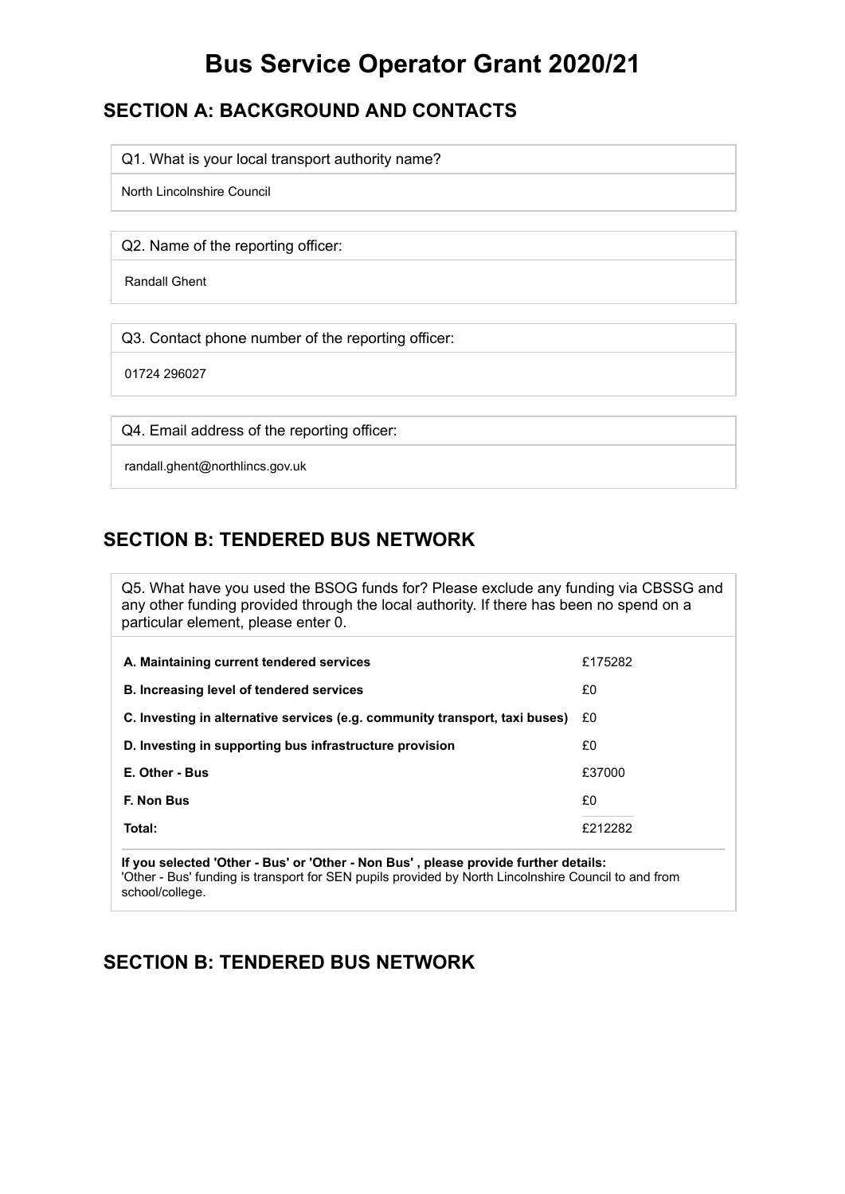# Bus Service Operator Grant 2020/21

## SECTION A: BACKGROUND AND CONTACTS

Q1. What is your local transport authority name?

North Lincolnshire Council

Q2. Name of the reporting officer:

Randall Ghent

Q3. Contact phone number of the reporting officer:

01724 296027

Q4. Email address of the reporting officer:

randall.ghent@northlincs.gov.uk

## SECTION B: TENDERED BUS NETWORK

Q5. What have you used the BSOG funds for? Please exclude any funding via CBSSG and any other funding provided through the local authority. If there has been no spend on a particular element, please enter 0.

| | |
|---|---|
| **A. Maintaining current tendered services** | £175282 |
| **B. Increasing level of tendered services** | £0 |
| **C. Investing in alternative services (e.g. community transport, taxi buses)** | £0 |
| **D. Investing in supporting bus infrastructure provision** | £0 |
| **E. Other - Bus** | £37000 |
| **F. Non Bus** | £0 |
| **Total:** | £212282 |

**If you selected 'Other - Bus' or 'Other - Non Bus' , please provide further details:**
'Other - Bus' funding is transport for SEN pupils provided by North Lincolnshire Council to and from school/college.

## SECTION B: TENDERED BUS NETWORK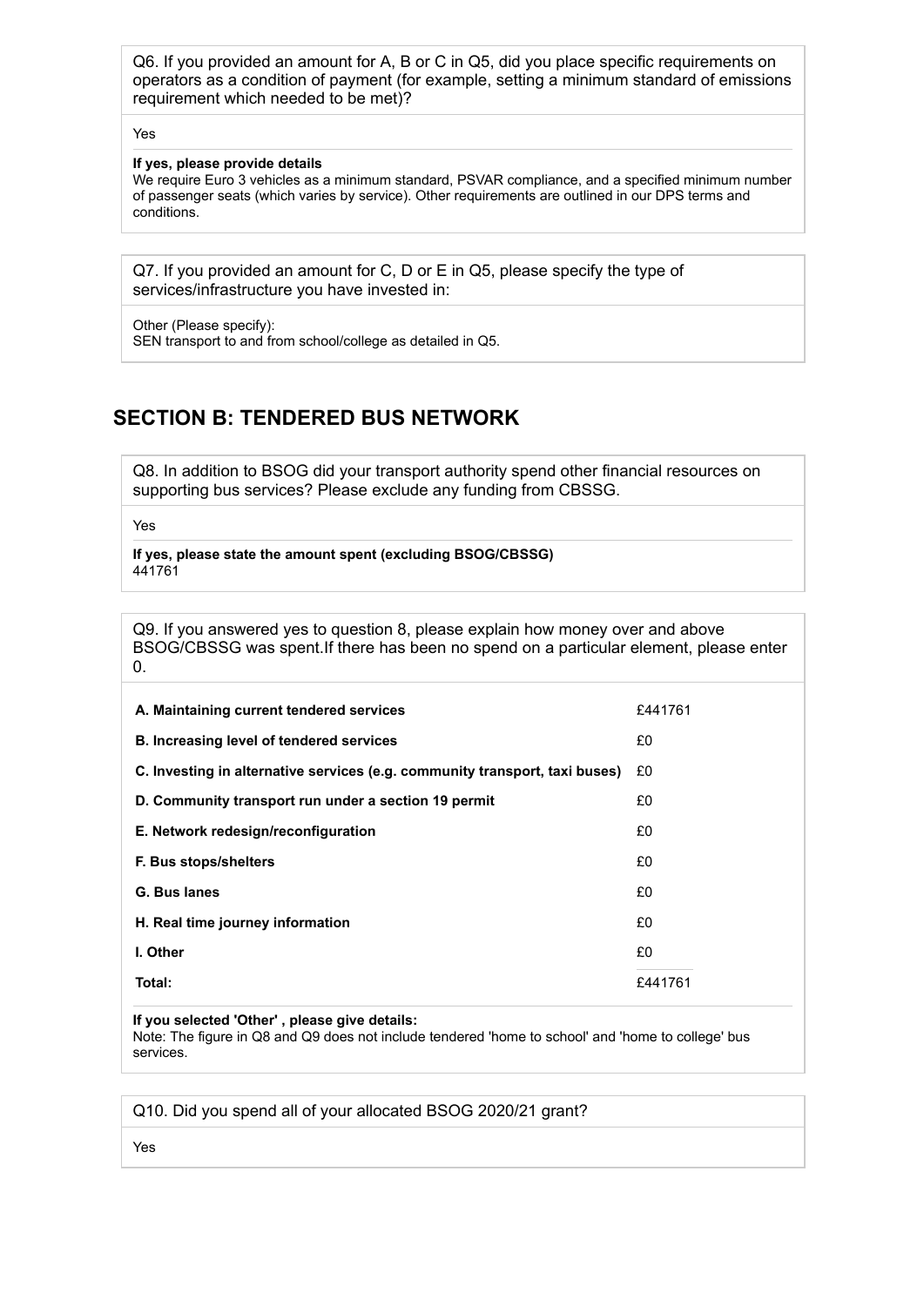Q6. If you provided an amount for A, B or C in Q5, did you place specific requirements on operators as a condition of payment (for example, setting a minimum standard of emissions requirement which needed to be met)?

Yes

**If yes, please provide details**
We require Euro 3 vehicles as a minimum standard, PSVAR compliance, and a specified minimum number of passenger seats (which varies by service). Other requirements are outlined in our DPS terms and conditions.

Q7. If you provided an amount for C, D or E in Q5, please specify the type of services/infrastructure you have invested in:

Other (Please specify):
SEN transport to and from school/college as detailed in Q5.

## SECTION B: TENDERED BUS NETWORK

Q8. In addition to BSOG did your transport authority spend other financial resources on supporting bus services? Please exclude any funding from CBSSG.

Yes

**If yes, please state the amount spent (excluding BSOG/CBSSG)**
441761

Q9. If you answered yes to question 8, please explain how money over and above BSOG/CBSSG was spent.If there has been no spend on a particular element, please enter 0.

| | |
|---|---|
| **A. Maintaining current tendered services** | £441761 |
| **B. Increasing level of tendered services** | £0 |
| **C. Investing in alternative services (e.g. community transport, taxi buses)** | £0 |
| **D. Community transport run under a section 19 permit** | £0 |
| **E. Network redesign/reconfiguration** | £0 |
| **F. Bus stops/shelters** | £0 |
| **G. Bus lanes** | £0 |
| **H. Real time journey information** | £0 |
| **I. Other** | £0 |
| **Total:** | £441761 |

**If you selected 'Other' , please give details:**
Note: The figure in Q8 and Q9 does not include tendered 'home to school' and 'home to college' bus services.

Q10. Did you spend all of your allocated BSOG 2020/21 grant?

Yes